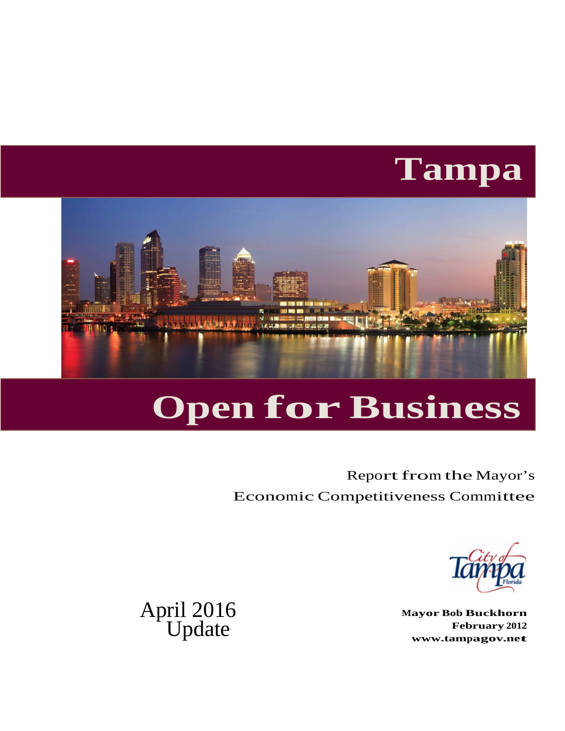# Tampa

# Open for Business

Report from the Mayor's
Economic Competitiveness Committee

April 2016
Update

**Mayor Bob Buckhorn**
**February 2012**
**www.tampagov.net**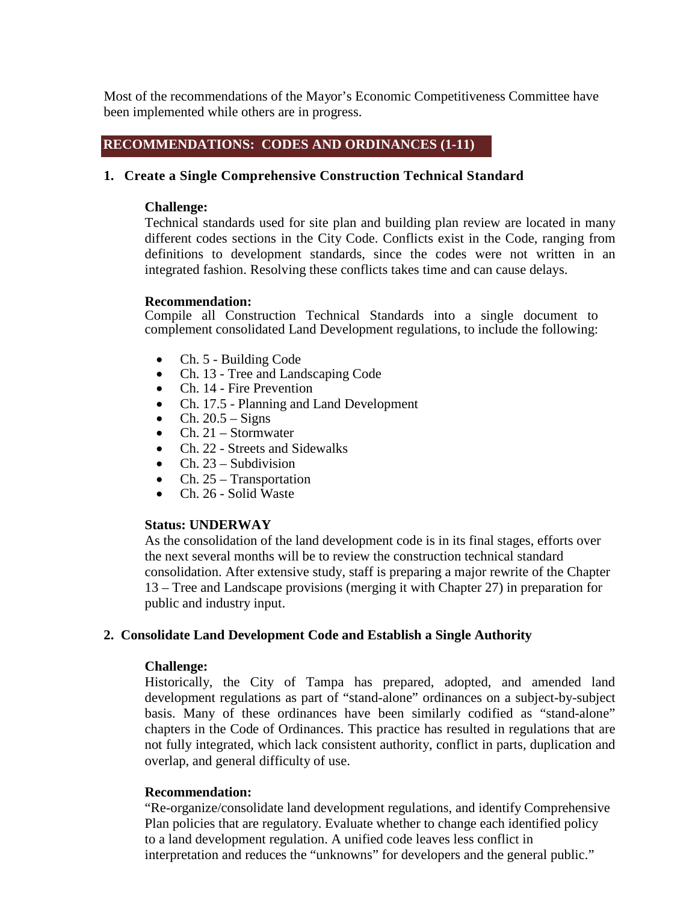Most of the recommendations of the Mayor's Economic Competitiveness Committee have been implemented while others are in progress.

## RECOMMENDATIONS: CODES AND ORDINANCES (1-11)

### 1. Create a Single Comprehensive Construction Technical Standard

**Challenge:**
Technical standards used for site plan and building plan review are located in many different codes sections in the City Code. Conflicts exist in the Code, ranging from definitions to development standards, since the codes were not written in an integrated fashion. Resolving these conflicts takes time and can cause delays.

**Recommendation:**
Compile all Construction Technical Standards into a single document to complement consolidated Land Development regulations, to include the following:

- Ch. 5 - Building Code
- Ch. 13 - Tree and Landscaping Code
- Ch. 14 - Fire Prevention
- Ch. 17.5 - Planning and Land Development
- Ch. 20.5 – Signs
- Ch. 21 – Stormwater
- Ch. 22 - Streets and Sidewalks
- Ch. 23 – Subdivision
- Ch. 25 – Transportation
- Ch. 26 - Solid Waste

**Status: UNDERWAY**
As the consolidation of the land development code is in its final stages, efforts over the next several months will be to review the construction technical standard consolidation. After extensive study, staff is preparing a major rewrite of the Chapter 13 – Tree and Landscape provisions (merging it with Chapter 27) in preparation for public and industry input.

### 2. Consolidate Land Development Code and Establish a Single Authority

**Challenge:**
Historically, the City of Tampa has prepared, adopted, and amended land development regulations as part of "stand-alone" ordinances on a subject-by-subject basis. Many of these ordinances have been similarly codified as "stand-alone" chapters in the Code of Ordinances. This practice has resulted in regulations that are not fully integrated, which lack consistent authority, conflict in parts, duplication and overlap, and general difficulty of use.

**Recommendation:**
"Re-organize/consolidate land development regulations, and identify Comprehensive Plan policies that are regulatory. Evaluate whether to change each identified policy to a land development regulation. A unified code leaves less conflict in interpretation and reduces the "unknowns" for developers and the general public."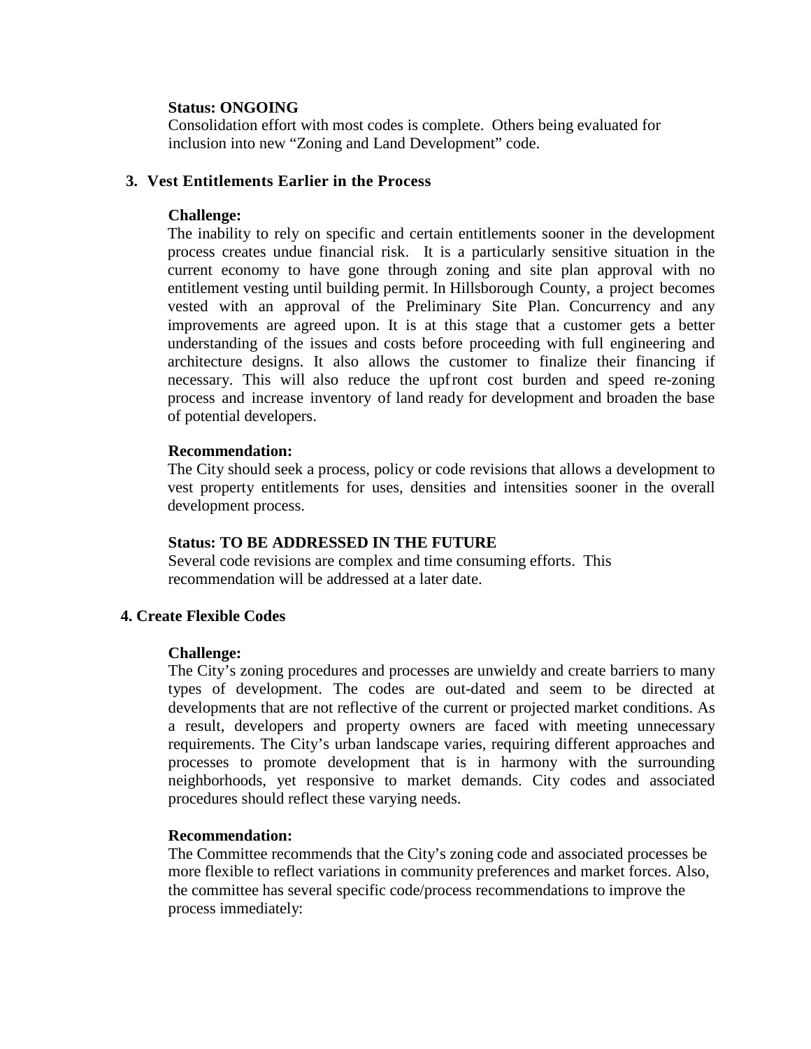**Status: ONGOING**

Consolidation effort with most codes is complete. Others being evaluated for inclusion into new "Zoning and Land Development" code.

### 3. Vest Entitlements Earlier in the Process

**Challenge:**

The inability to rely on specific and certain entitlements sooner in the development process creates undue financial risk. It is a particularly sensitive situation in the current economy to have gone through zoning and site plan approval with no entitlement vesting until building permit. In Hillsborough County, a project becomes vested with an approval of the Preliminary Site Plan. Concurrency and any improvements are agreed upon. It is at this stage that a customer gets a better understanding of the issues and costs before proceeding with full engineering and architecture designs. It also allows the customer to finalize their financing if necessary. This will also reduce the upfront cost burden and speed re-zoning process and increase inventory of land ready for development and broaden the base of potential developers.

**Recommendation:**

The City should seek a process, policy or code revisions that allows a development to vest property entitlements for uses, densities and intensities sooner in the overall development process.

**Status: TO BE ADDRESSED IN THE FUTURE**

Several code revisions are complex and time consuming efforts. This recommendation will be addressed at a later date.

### 4. Create Flexible Codes

**Challenge:**

The City's zoning procedures and processes are unwieldy and create barriers to many types of development. The codes are out-dated and seem to be directed at developments that are not reflective of the current or projected market conditions. As a result, developers and property owners are faced with meeting unnecessary requirements. The City's urban landscape varies, requiring different approaches and processes to promote development that is in harmony with the surrounding neighborhoods, yet responsive to market demands. City codes and associated procedures should reflect these varying needs.

**Recommendation:**

The Committee recommends that the City's zoning code and associated processes be more flexible to reflect variations in community preferences and market forces. Also, the committee has several specific code/process recommendations to improve the process immediately: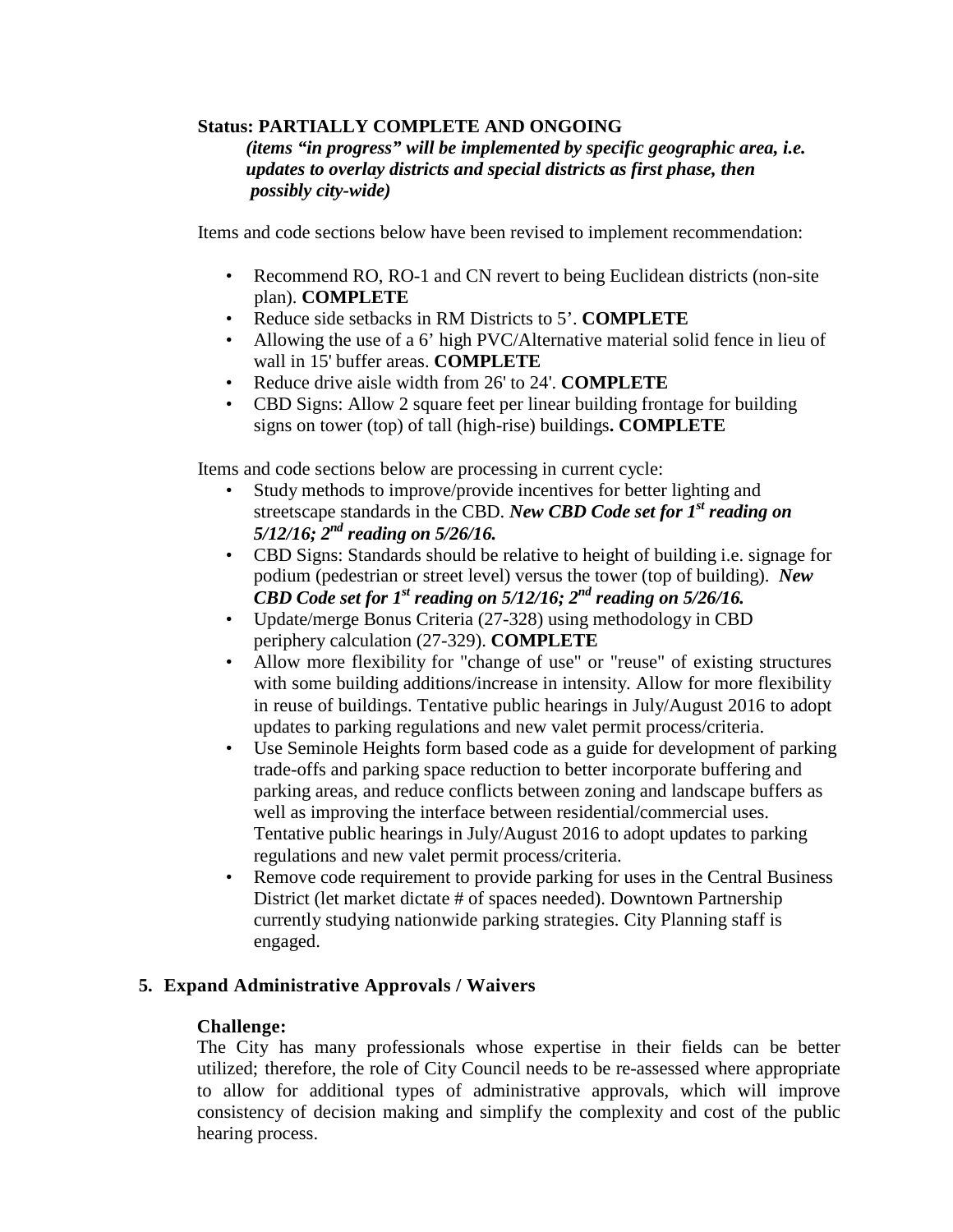**Status: PARTIALLY COMPLETE AND ONGOING**

***(items "in progress" will be implemented by specific geographic area, i.e. updates to overlay districts and special districts as first phase, then possibly city-wide)***

Items and code sections below have been revised to implement recommendation:

- Recommend RO, RO-1 and CN revert to being Euclidean districts (non-site plan). **COMPLETE**
- Reduce side setbacks in RM Districts to 5'. **COMPLETE**
- Allowing the use of a 6' high PVC/Alternative material solid fence in lieu of wall in 15' buffer areas. **COMPLETE**
- Reduce drive aisle width from 26' to 24'. **COMPLETE**
- CBD Signs: Allow 2 square feet per linear building frontage for building signs on tower (top) of tall (high-rise) buildings**. COMPLETE**

Items and code sections below are processing in current cycle:

- Study methods to improve/provide incentives for better lighting and streetscape standards in the CBD. ***New CBD Code set for 1st reading on 5/12/16; 2nd reading on 5/26/16.***
- CBD Signs: Standards should be relative to height of building i.e. signage for podium (pedestrian or street level) versus the tower (top of building). ***New CBD Code set for 1st reading on 5/12/16; 2nd reading on 5/26/16.***
- Update/merge Bonus Criteria (27-328) using methodology in CBD periphery calculation (27-329). **COMPLETE**
- Allow more flexibility for "change of use" or "reuse" of existing structures with some building additions/increase in intensity. Allow for more flexibility in reuse of buildings. Tentative public hearings in July/August 2016 to adopt updates to parking regulations and new valet permit process/criteria.
- Use Seminole Heights form based code as a guide for development of parking trade-offs and parking space reduction to better incorporate buffering and parking areas, and reduce conflicts between zoning and landscape buffers as well as improving the interface between residential/commercial uses. Tentative public hearings in July/August 2016 to adopt updates to parking regulations and new valet permit process/criteria.
- Remove code requirement to provide parking for uses in the Central Business District (let market dictate # of spaces needed). Downtown Partnership currently studying nationwide parking strategies. City Planning staff is engaged.

## 5. Expand Administrative Approvals / Waivers

**Challenge:**

The City has many professionals whose expertise in their fields can be better utilized; therefore, the role of City Council needs to be re-assessed where appropriate to allow for additional types of administrative approvals, which will improve consistency of decision making and simplify the complexity and cost of the public hearing process.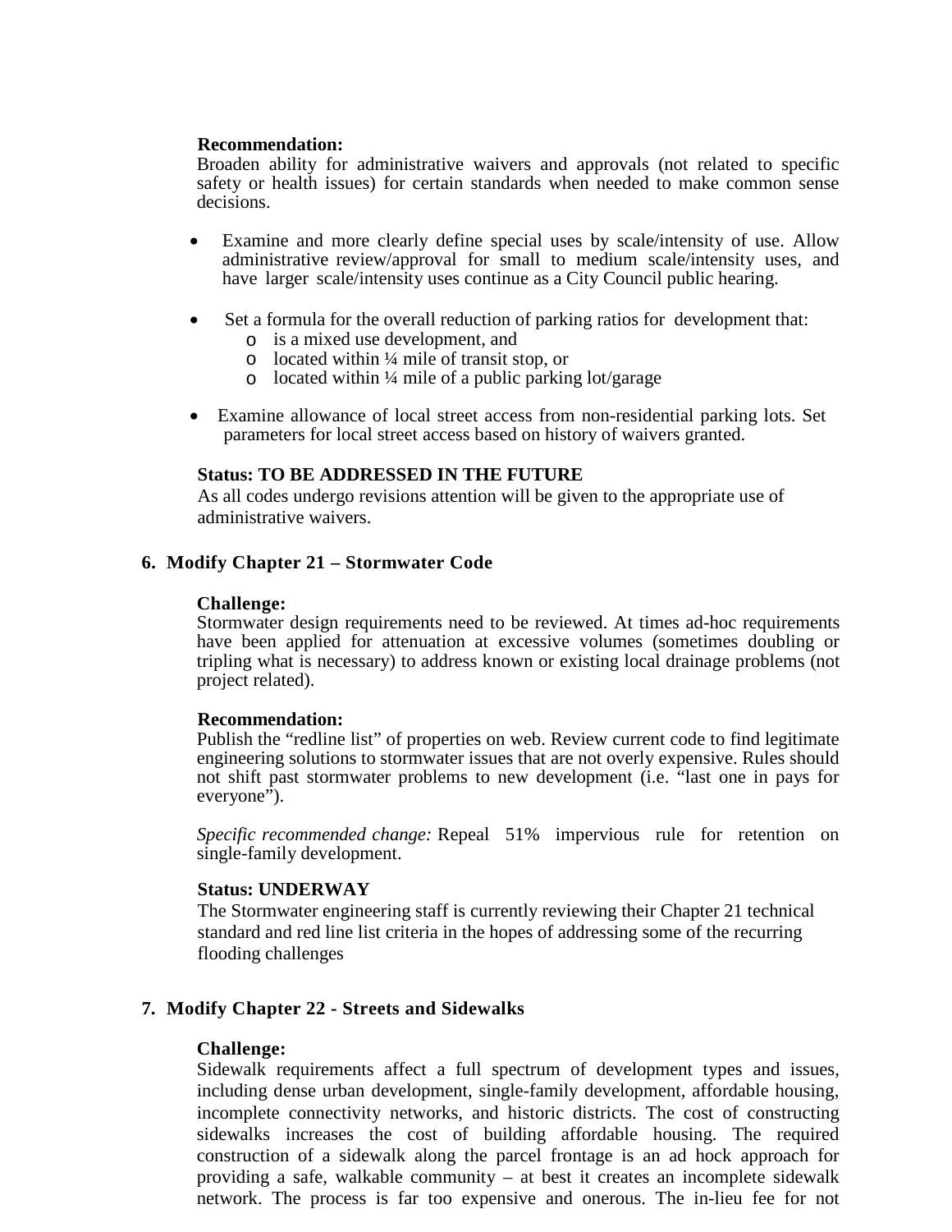**Recommendation:**
Broaden ability for administrative waivers and approvals (not related to specific safety or health issues) for certain standards when needed to make common sense decisions.

- Examine and more clearly define special uses by scale/intensity of use. Allow administrative review/approval for small to medium scale/intensity uses, and have larger scale/intensity uses continue as a City Council public hearing.

- Set a formula for the overall reduction of parking ratios for development that:
  - is a mixed use development, and
  - located within ¼ mile of transit stop, or
  - located within ¼ mile of a public parking lot/garage

- Examine allowance of local street access from non-residential parking lots. Set parameters for local street access based on history of waivers granted.

**Status: TO BE ADDRESSED IN THE FUTURE**
As all codes undergo revisions attention will be given to the appropriate use of administrative waivers.

**6. Modify Chapter 21 – Stormwater Code**

**Challenge:**
Stormwater design requirements need to be reviewed. At times ad-hoc requirements have been applied for attenuation at excessive volumes (sometimes doubling or tripling what is necessary) to address known or existing local drainage problems (not project related).

**Recommendation:**
Publish the "redline list" of properties on web. Review current code to find legitimate engineering solutions to stormwater issues that are not overly expensive. Rules should not shift past stormwater problems to new development (i.e. "last one in pays for everyone").

*Specific recommended change:* Repeal 51% impervious rule for retention on single-family development.

**Status: UNDERWAY**
The Stormwater engineering staff is currently reviewing their Chapter 21 technical standard and red line list criteria in the hopes of addressing some of the recurring flooding challenges

**7. Modify Chapter 22 - Streets and Sidewalks**

**Challenge:**
Sidewalk requirements affect a full spectrum of development types and issues, including dense urban development, single-family development, affordable housing, incomplete connectivity networks, and historic districts. The cost of constructing sidewalks increases the cost of building affordable housing. The required construction of a sidewalk along the parcel frontage is an ad hock approach for providing a safe, walkable community – at best it creates an incomplete sidewalk network. The process is far too expensive and onerous. The in-lieu fee for not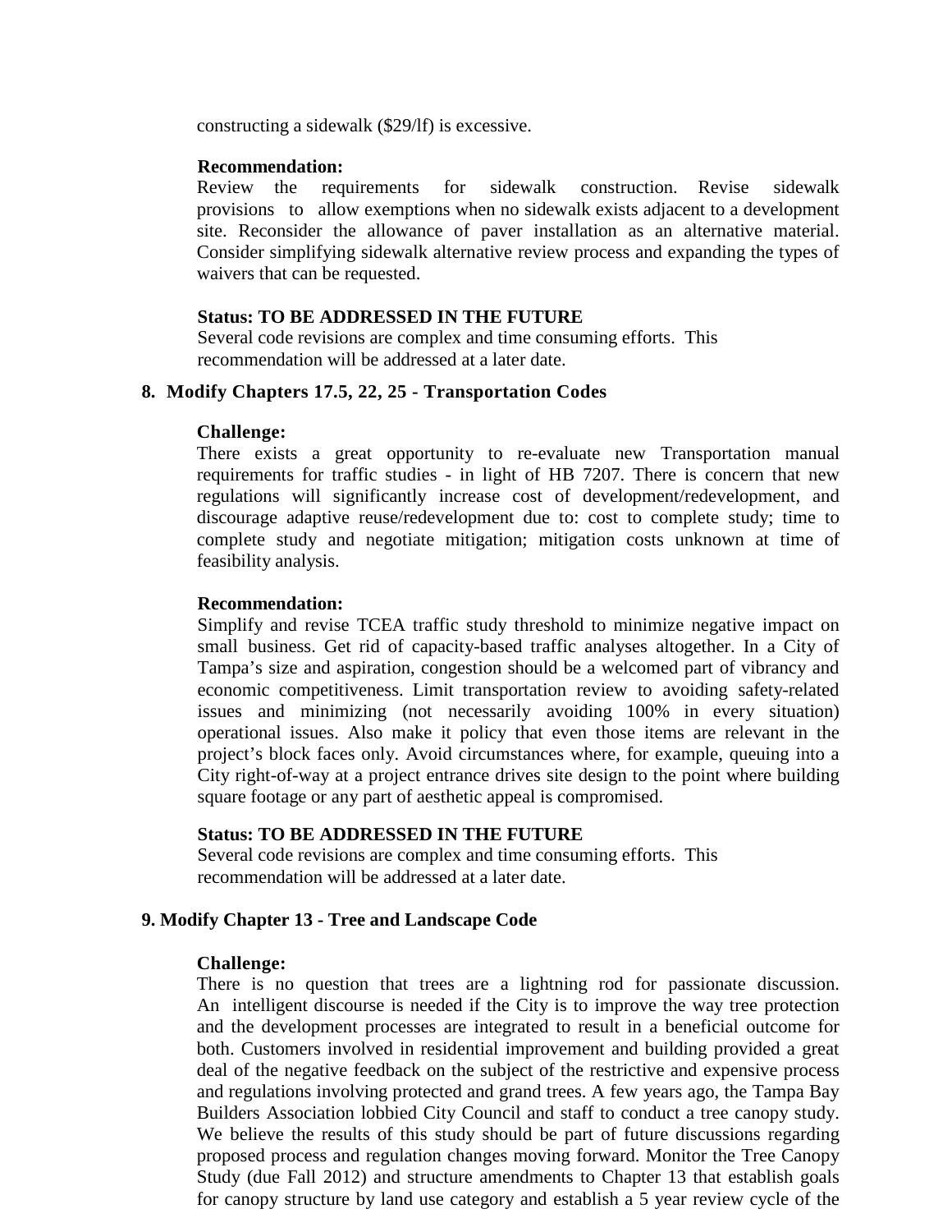constructing a sidewalk ($29/lf) is excessive.

**Recommendation:**
Review the requirements for sidewalk construction. Revise sidewalk provisions to allow exemptions when no sidewalk exists adjacent to a development site. Reconsider the allowance of paver installation as an alternative material. Consider simplifying sidewalk alternative review process and expanding the types of waivers that can be requested.

**Status: TO BE ADDRESSED IN THE FUTURE**
Several code revisions are complex and time consuming efforts. This recommendation will be addressed at a later date.

### 8. Modify Chapters 17.5, 22, 25 - Transportation Codes

**Challenge:**
There exists a great opportunity to re-evaluate new Transportation manual requirements for traffic studies - in light of HB 7207. There is concern that new regulations will significantly increase cost of development/redevelopment, and discourage adaptive reuse/redevelopment due to: cost to complete study; time to complete study and negotiate mitigation; mitigation costs unknown at time of feasibility analysis.

**Recommendation:**
Simplify and revise TCEA traffic study threshold to minimize negative impact on small business. Get rid of capacity-based traffic analyses altogether. In a City of Tampa's size and aspiration, congestion should be a welcomed part of vibrancy and economic competitiveness. Limit transportation review to avoiding safety-related issues and minimizing (not necessarily avoiding 100% in every situation) operational issues. Also make it policy that even those items are relevant in the project's block faces only. Avoid circumstances where, for example, queuing into a City right-of-way at a project entrance drives site design to the point where building square footage or any part of aesthetic appeal is compromised.

**Status: TO BE ADDRESSED IN THE FUTURE**
Several code revisions are complex and time consuming efforts. This recommendation will be addressed at a later date.

### 9. Modify Chapter 13 - Tree and Landscape Code

**Challenge:**
There is no question that trees are a lightning rod for passionate discussion. An intelligent discourse is needed if the City is to improve the way tree protection and the development processes are integrated to result in a beneficial outcome for both. Customers involved in residential improvement and building provided a great deal of the negative feedback on the subject of the restrictive and expensive process and regulations involving protected and grand trees. A few years ago, the Tampa Bay Builders Association lobbied City Council and staff to conduct a tree canopy study. We believe the results of this study should be part of future discussions regarding proposed process and regulation changes moving forward. Monitor the Tree Canopy Study (due Fall 2012) and structure amendments to Chapter 13 that establish goals for canopy structure by land use category and establish a 5 year review cycle of the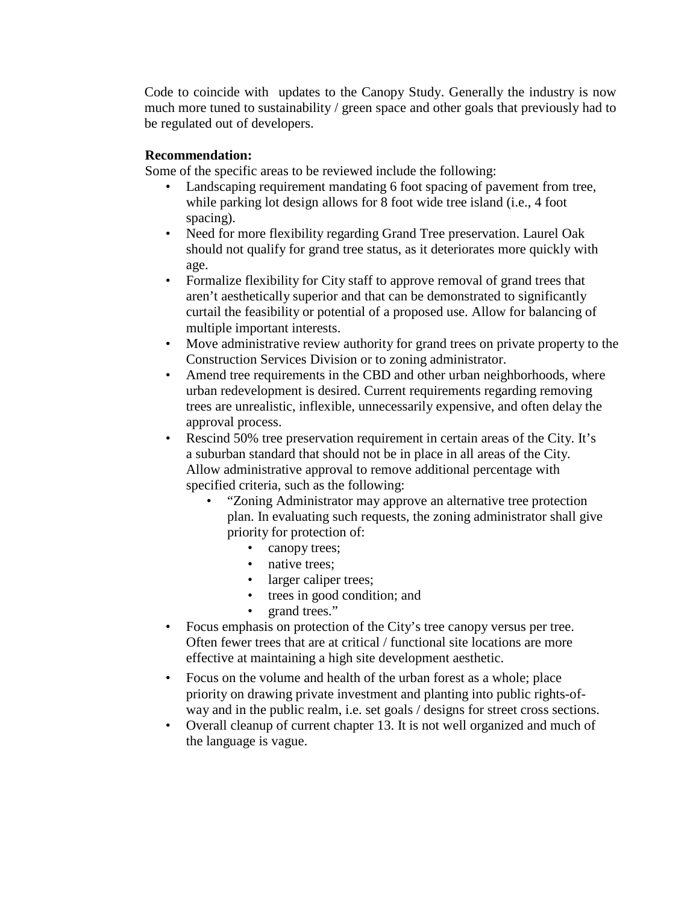Code to coincide with updates to the Canopy Study. Generally the industry is now much more tuned to sustainability / green space and other goals that previously had to be regulated out of developers.

**Recommendation:**

Some of the specific areas to be reviewed include the following:

- Landscaping requirement mandating 6 foot spacing of pavement from tree, while parking lot design allows for 8 foot wide tree island (i.e., 4 foot spacing).
- Need for more flexibility regarding Grand Tree preservation. Laurel Oak should not qualify for grand tree status, as it deteriorates more quickly with age.
- Formalize flexibility for City staff to approve removal of grand trees that aren't aesthetically superior and that can be demonstrated to significantly curtail the feasibility or potential of a proposed use. Allow for balancing of multiple important interests.
- Move administrative review authority for grand trees on private property to the Construction Services Division or to zoning administrator.
- Amend tree requirements in the CBD and other urban neighborhoods, where urban redevelopment is desired. Current requirements regarding removing trees are unrealistic, inflexible, unnecessarily expensive, and often delay the approval process.
- Rescind 50% tree preservation requirement in certain areas of the City. It's a suburban standard that should not be in place in all areas of the City. Allow administrative approval to remove additional percentage with specified criteria, such as the following:
  - "Zoning Administrator may approve an alternative tree protection plan. In evaluating such requests, the zoning administrator shall give priority for protection of:
    - canopy trees;
    - native trees;
    - larger caliper trees;
    - trees in good condition; and
    - grand trees."
- Focus emphasis on protection of the City's tree canopy versus per tree. Often fewer trees that are at critical / functional site locations are more effective at maintaining a high site development aesthetic.
- Focus on the volume and health of the urban forest as a whole; place priority on drawing private investment and planting into public rights-of-way and in the public realm, i.e. set goals / designs for street cross sections.
- Overall cleanup of current chapter 13. It is not well organized and much of the language is vague.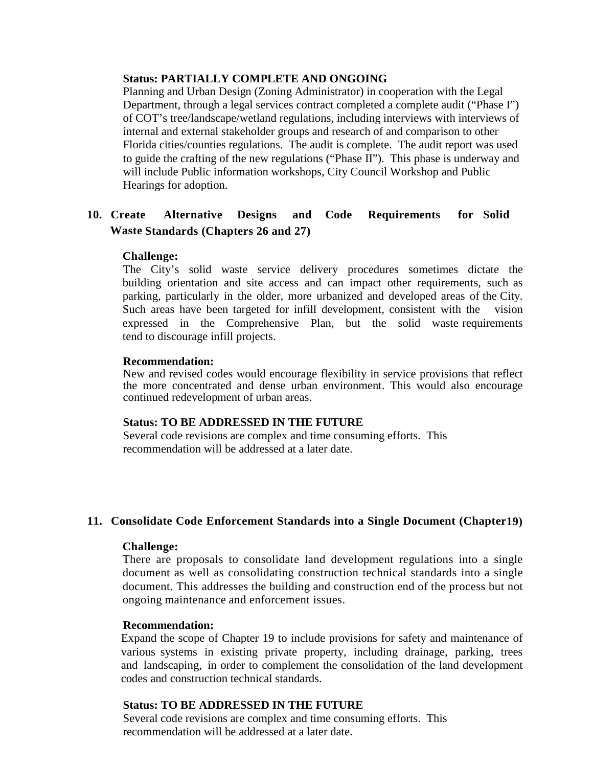**Status: PARTIALLY COMPLETE AND ONGOING**

Planning and Urban Design (Zoning Administrator) in cooperation with the Legal Department, through a legal services contract completed a complete audit ("Phase I") of COT's tree/landscape/wetland regulations, including interviews with interviews of internal and external stakeholder groups and research of and comparison to other Florida cities/counties regulations. The audit is complete. The audit report was used to guide the crafting of the new regulations ("Phase II"). This phase is underway and will include Public information workshops, City Council Workshop and Public Hearings for adoption.

## 10. Create Alternative Designs and Code Requirements for Solid Waste Standards (Chapters 26 and 27)

**Challenge:**

The City's solid waste service delivery procedures sometimes dictate the building orientation and site access and can impact other requirements, such as parking, particularly in the older, more urbanized and developed areas of the City. Such areas have been targeted for infill development, consistent with the vision expressed in the Comprehensive Plan, but the solid waste requirements tend to discourage infill projects.

**Recommendation:**

New and revised codes would encourage flexibility in service provisions that reflect the more concentrated and dense urban environment. This would also encourage continued redevelopment of urban areas.

**Status: TO BE ADDRESSED IN THE FUTURE**

Several code revisions are complex and time consuming efforts. This recommendation will be addressed at a later date.

## 11. Consolidate Code Enforcement Standards into a Single Document (Chapter19)

**Challenge:**

There are proposals to consolidate land development regulations into a single document as well as consolidating construction technical standards into a single document. This addresses the building and construction end of the process but not ongoing maintenance and enforcement issues.

**Recommendation:**

Expand the scope of Chapter 19 to include provisions for safety and maintenance of various systems in existing private property, including drainage, parking, trees and landscaping, in order to complement the consolidation of the land development codes and construction technical standards.

**Status: TO BE ADDRESSED IN THE FUTURE**

Several code revisions are complex and time consuming efforts. This recommendation will be addressed at a later date.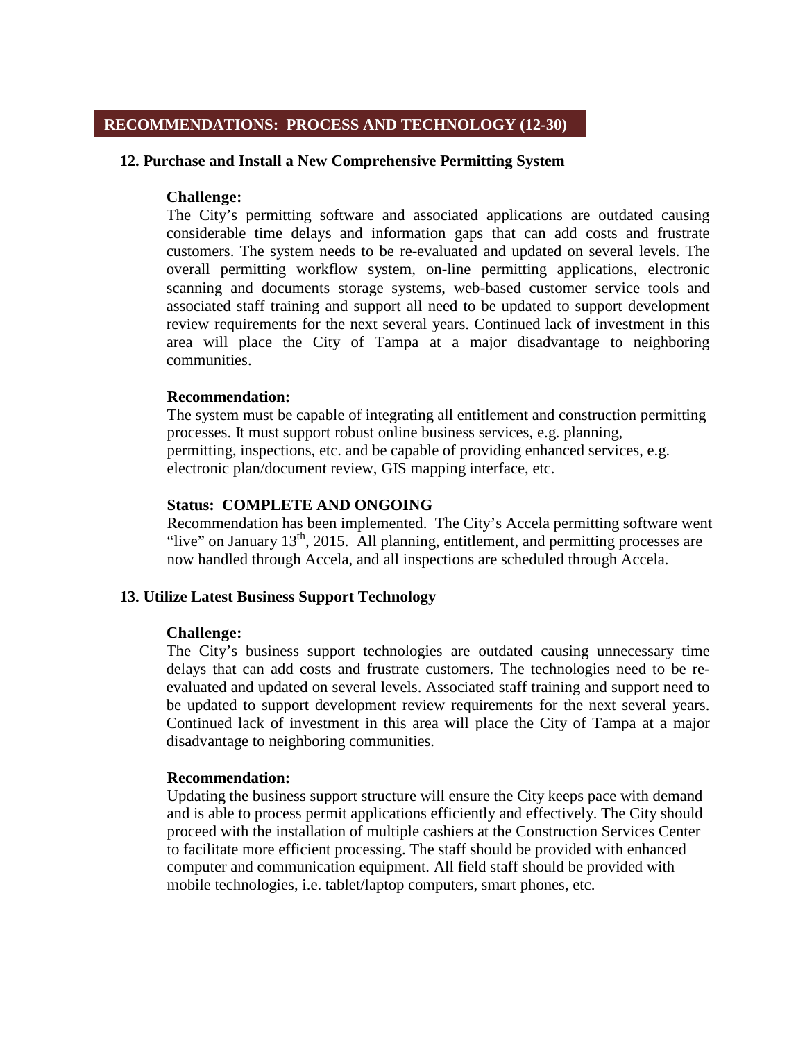## RECOMMENDATIONS: PROCESS AND TECHNOLOGY (12-30)

### 12. Purchase and Install a New Comprehensive Permitting System

**Challenge:**

The City's permitting software and associated applications are outdated causing considerable time delays and information gaps that can add costs and frustrate customers. The system needs to be re-evaluated and updated on several levels. The overall permitting workflow system, on-line permitting applications, electronic scanning and documents storage systems, web-based customer service tools and associated staff training and support all need to be updated to support development review requirements for the next several years. Continued lack of investment in this area will place the City of Tampa at a major disadvantage to neighboring communities.

**Recommendation:**

The system must be capable of integrating all entitlement and construction permitting processes. It must support robust online business services, e.g. planning, permitting, inspections, etc. and be capable of providing enhanced services, e.g. electronic plan/document review, GIS mapping interface, etc.

**Status: COMPLETE AND ONGOING**

Recommendation has been implemented. The City's Accela permitting software went "live" on January 13th, 2015. All planning, entitlement, and permitting processes are now handled through Accela, and all inspections are scheduled through Accela.

### 13. Utilize Latest Business Support Technology

**Challenge:**

The City's business support technologies are outdated causing unnecessary time delays that can add costs and frustrate customers. The technologies need to be re-evaluated and updated on several levels. Associated staff training and support need to be updated to support development review requirements for the next several years. Continued lack of investment in this area will place the City of Tampa at a major disadvantage to neighboring communities.

**Recommendation:**

Updating the business support structure will ensure the City keeps pace with demand and is able to process permit applications efficiently and effectively. The City should proceed with the installation of multiple cashiers at the Construction Services Center to facilitate more efficient processing. The staff should be provided with enhanced computer and communication equipment. All field staff should be provided with mobile technologies, i.e. tablet/laptop computers, smart phones, etc.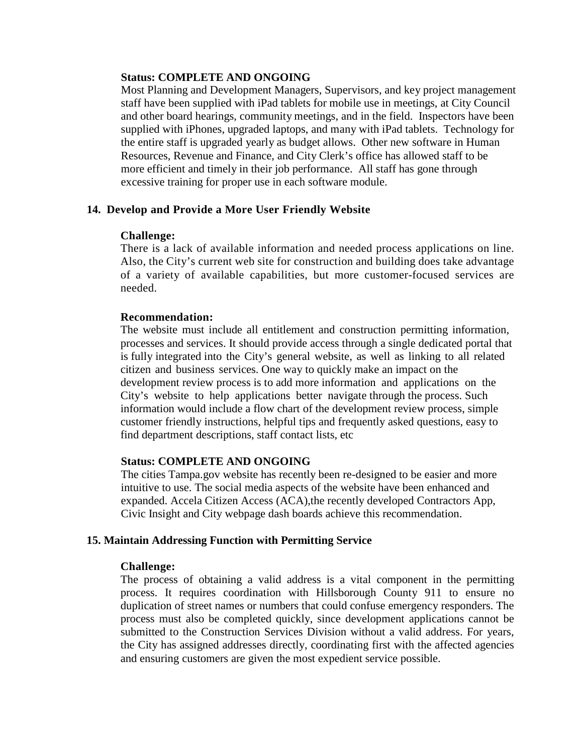**Status: COMPLETE AND ONGOING**

Most Planning and Development Managers, Supervisors, and key project management staff have been supplied with iPad tablets for mobile use in meetings, at City Council and other board hearings, community meetings, and in the field. Inspectors have been supplied with iPhones, upgraded laptops, and many with iPad tablets. Technology for the entire staff is upgraded yearly as budget allows. Other new software in Human Resources, Revenue and Finance, and City Clerk's office has allowed staff to be more efficient and timely in their job performance. All staff has gone through excessive training for proper use in each software module.

## 14. Develop and Provide a More User Friendly Website

**Challenge:**

There is a lack of available information and needed process applications on line. Also, the City's current web site for construction and building does take advantage of a variety of available capabilities, but more customer-focused services are needed.

**Recommendation:**

The website must include all entitlement and construction permitting information, processes and services. It should provide access through a single dedicated portal that is fully integrated into the City's general website, as well as linking to all related citizen and business services. One way to quickly make an impact on the development review process is to add more information and applications on the City's website to help applications better navigate through the process. Such information would include a flow chart of the development review process, simple customer friendly instructions, helpful tips and frequently asked questions, easy to find department descriptions, staff contact lists, etc

**Status: COMPLETE AND ONGOING**

The cities Tampa.gov website has recently been re-designed to be easier and more intuitive to use. The social media aspects of the website have been enhanced and expanded. Accela Citizen Access (ACA),the recently developed Contractors App, Civic Insight and City webpage dash boards achieve this recommendation.

## 15. Maintain Addressing Function with Permitting Service

**Challenge:**

The process of obtaining a valid address is a vital component in the permitting process. It requires coordination with Hillsborough County 911 to ensure no duplication of street names or numbers that could confuse emergency responders. The process must also be completed quickly, since development applications cannot be submitted to the Construction Services Division without a valid address. For years, the City has assigned addresses directly, coordinating first with the affected agencies and ensuring customers are given the most expedient service possible.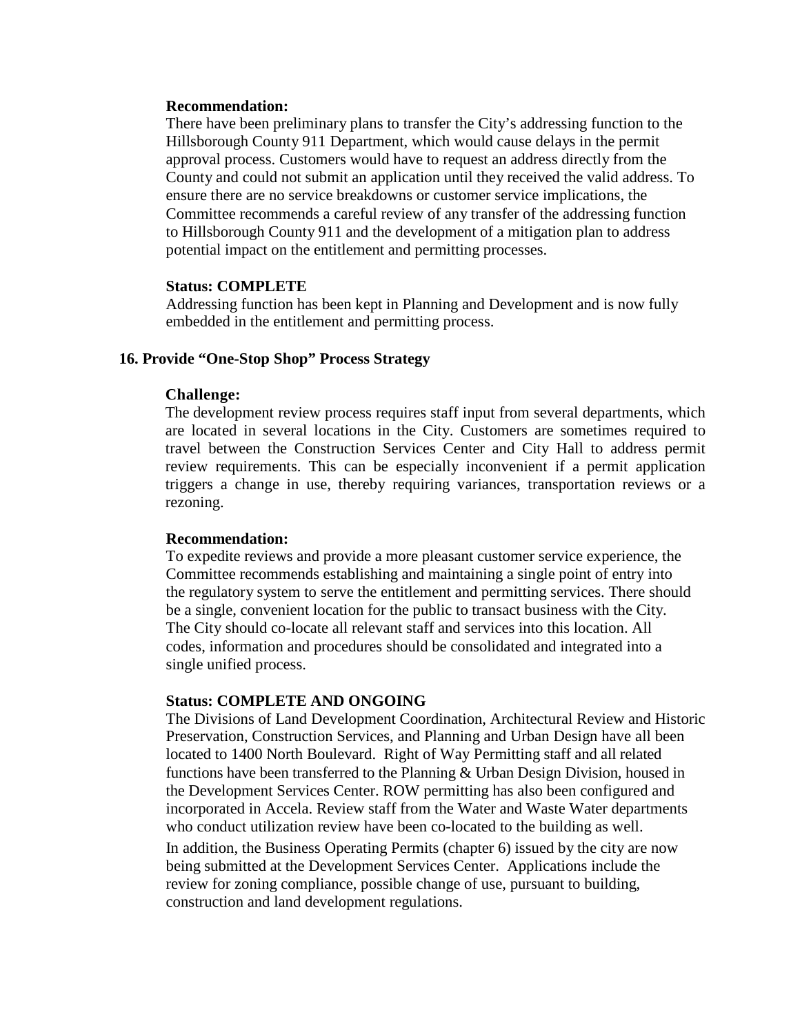**Recommendation:**

There have been preliminary plans to transfer the City's addressing function to the Hillsborough County 911 Department, which would cause delays in the permit approval process. Customers would have to request an address directly from the County and could not submit an application until they received the valid address. To ensure there are no service breakdowns or customer service implications, the Committee recommends a careful review of any transfer of the addressing function to Hillsborough County 911 and the development of a mitigation plan to address potential impact on the entitlement and permitting processes.

**Status: COMPLETE**

Addressing function has been kept in Planning and Development and is now fully embedded in the entitlement and permitting process.

### 16. Provide "One-Stop Shop" Process Strategy

**Challenge:**

The development review process requires staff input from several departments, which are located in several locations in the City. Customers are sometimes required to travel between the Construction Services Center and City Hall to address permit review requirements. This can be especially inconvenient if a permit application triggers a change in use, thereby requiring variances, transportation reviews or a rezoning.

**Recommendation:**

To expedite reviews and provide a more pleasant customer service experience, the Committee recommends establishing and maintaining a single point of entry into the regulatory system to serve the entitlement and permitting services. There should be a single, convenient location for the public to transact business with the City. The City should co-locate all relevant staff and services into this location. All codes, information and procedures should be consolidated and integrated into a single unified process.

**Status: COMPLETE AND ONGOING**

The Divisions of Land Development Coordination, Architectural Review and Historic Preservation, Construction Services, and Planning and Urban Design have all been located to 1400 North Boulevard. Right of Way Permitting staff and all related functions have been transferred to the Planning & Urban Design Division, housed in the Development Services Center. ROW permitting has also been configured and incorporated in Accela. Review staff from the Water and Waste Water departments who conduct utilization review have been co-located to the building as well.

In addition, the Business Operating Permits (chapter 6) issued by the city are now being submitted at the Development Services Center. Applications include the review for zoning compliance, possible change of use, pursuant to building, construction and land development regulations.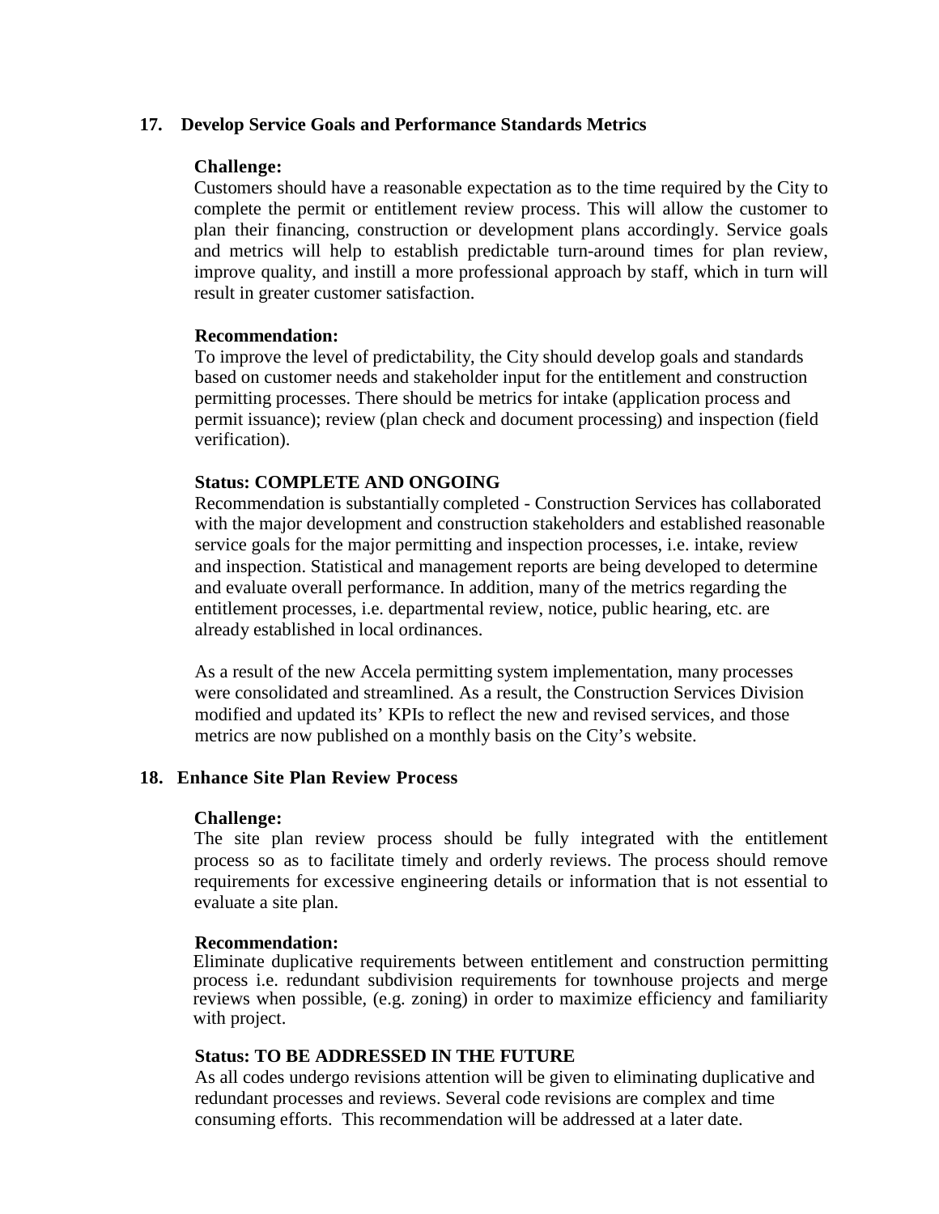## 17. Develop Service Goals and Performance Standards Metrics

**Challenge:**

Customers should have a reasonable expectation as to the time required by the City to complete the permit or entitlement review process. This will allow the customer to plan their financing, construction or development plans accordingly. Service goals and metrics will help to establish predictable turn-around times for plan review, improve quality, and instill a more professional approach by staff, which in turn will result in greater customer satisfaction.

**Recommendation:**

To improve the level of predictability, the City should develop goals and standards based on customer needs and stakeholder input for the entitlement and construction permitting processes. There should be metrics for intake (application process and permit issuance); review (plan check and document processing) and inspection (field verification).

**Status: COMPLETE AND ONGOING**

Recommendation is substantially completed - Construction Services has collaborated with the major development and construction stakeholders and established reasonable service goals for the major permitting and inspection processes, i.e. intake, review and inspection. Statistical and management reports are being developed to determine and evaluate overall performance. In addition, many of the metrics regarding the entitlement processes, i.e. departmental review, notice, public hearing, etc. are already established in local ordinances.

As a result of the new Accela permitting system implementation, many processes were consolidated and streamlined. As a result, the Construction Services Division modified and updated its' KPIs to reflect the new and revised services, and those metrics are now published on a monthly basis on the City's website.

## 18. Enhance Site Plan Review Process

**Challenge:**

The site plan review process should be fully integrated with the entitlement process so as to facilitate timely and orderly reviews. The process should remove requirements for excessive engineering details or information that is not essential to evaluate a site plan.

**Recommendation:**

Eliminate duplicative requirements between entitlement and construction permitting process i.e. redundant subdivision requirements for townhouse projects and merge reviews when possible, (e.g. zoning) in order to maximize efficiency and familiarity with project.

**Status: TO BE ADDRESSED IN THE FUTURE**

As all codes undergo revisions attention will be given to eliminating duplicative and redundant processes and reviews. Several code revisions are complex and time consuming efforts. This recommendation will be addressed at a later date.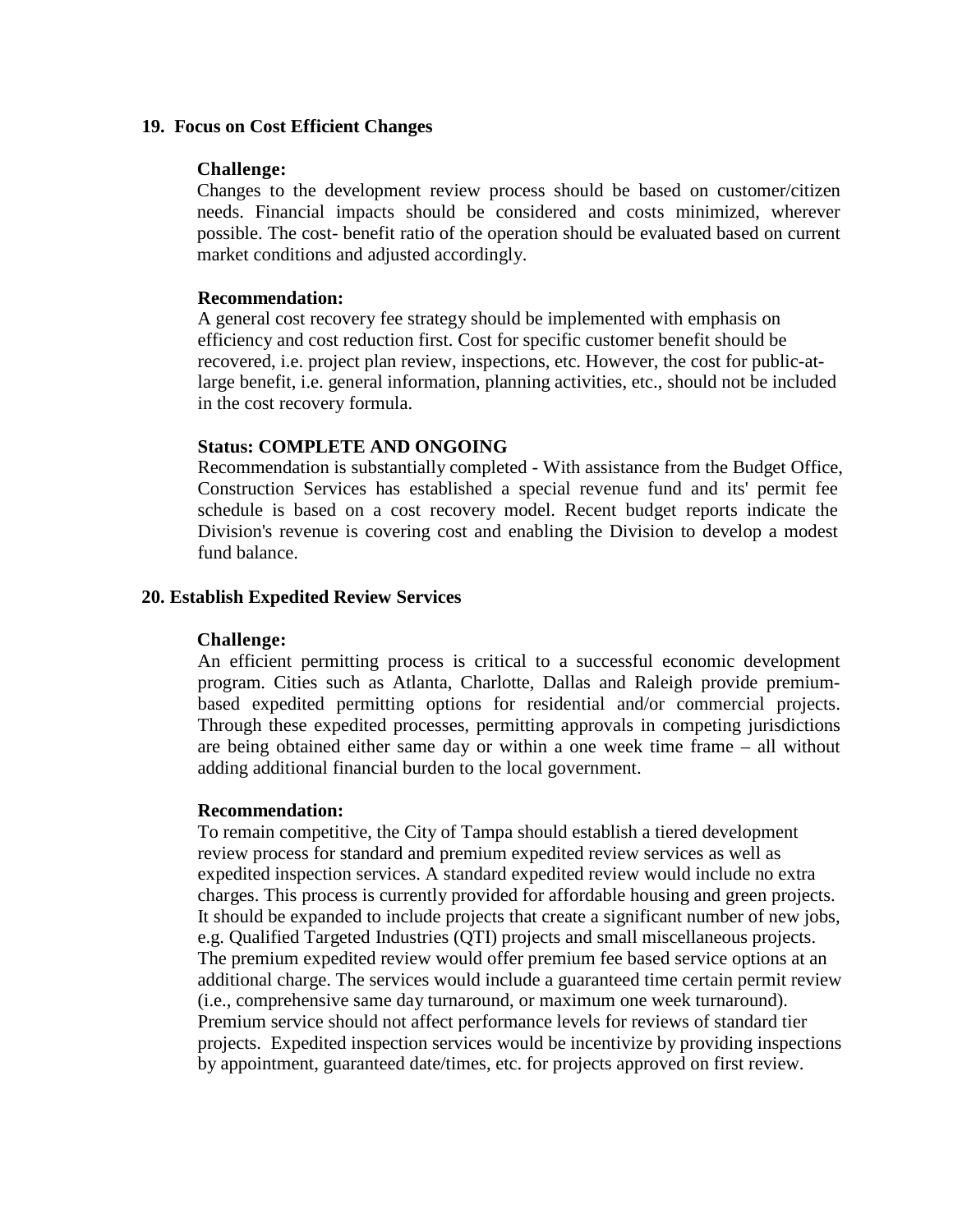## 19. Focus on Cost Efficient Changes

**Challenge:**

Changes to the development review process should be based on customer/citizen needs. Financial impacts should be considered and costs minimized, wherever possible. The cost- benefit ratio of the operation should be evaluated based on current market conditions and adjusted accordingly.

**Recommendation:**

A general cost recovery fee strategy should be implemented with emphasis on efficiency and cost reduction first. Cost for specific customer benefit should be recovered, i.e. project plan review, inspections, etc. However, the cost for public-at-large benefit, i.e. general information, planning activities, etc., should not be included in the cost recovery formula.

**Status: COMPLETE AND ONGOING**

Recommendation is substantially completed - With assistance from the Budget Office, Construction Services has established a special revenue fund and its' permit fee schedule is based on a cost recovery model. Recent budget reports indicate the Division's revenue is covering cost and enabling the Division to develop a modest fund balance.

## 20. Establish Expedited Review Services

**Challenge:**

An efficient permitting process is critical to a successful economic development program. Cities such as Atlanta, Charlotte, Dallas and Raleigh provide premium-based expedited permitting options for residential and/or commercial projects. Through these expedited processes, permitting approvals in competing jurisdictions are being obtained either same day or within a one week time frame – all without adding additional financial burden to the local government.

**Recommendation:**

To remain competitive, the City of Tampa should establish a tiered development review process for standard and premium expedited review services as well as expedited inspection services. A standard expedited review would include no extra charges. This process is currently provided for affordable housing and green projects. It should be expanded to include projects that create a significant number of new jobs, e.g. Qualified Targeted Industries (QTI) projects and small miscellaneous projects. The premium expedited review would offer premium fee based service options at an additional charge. The services would include a guaranteed time certain permit review (i.e., comprehensive same day turnaround, or maximum one week turnaround). Premium service should not affect performance levels for reviews of standard tier projects. Expedited inspection services would be incentivize by providing inspections by appointment, guaranteed date/times, etc. for projects approved on first review.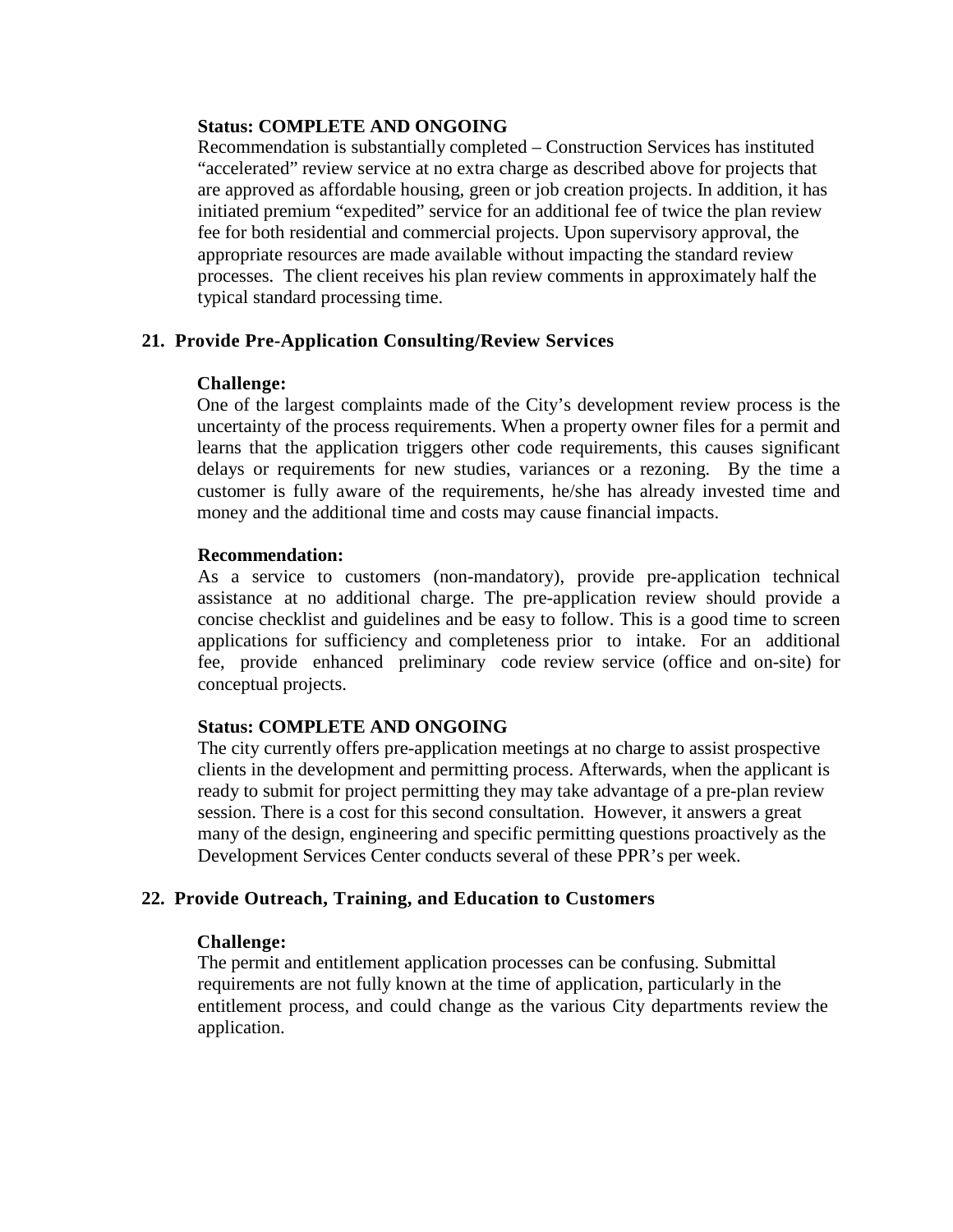**Status: COMPLETE AND ONGOING**

Recommendation is substantially completed – Construction Services has instituted "accelerated" review service at no extra charge as described above for projects that are approved as affordable housing, green or job creation projects. In addition, it has initiated premium "expedited" service for an additional fee of twice the plan review fee for both residential and commercial projects. Upon supervisory approval, the appropriate resources are made available without impacting the standard review processes. The client receives his plan review comments in approximately half the typical standard processing time.

## 21. Provide Pre-Application Consulting/Review Services

**Challenge:**

One of the largest complaints made of the City's development review process is the uncertainty of the process requirements. When a property owner files for a permit and learns that the application triggers other code requirements, this causes significant delays or requirements for new studies, variances or a rezoning. By the time a customer is fully aware of the requirements, he/she has already invested time and money and the additional time and costs may cause financial impacts.

**Recommendation:**

As a service to customers (non-mandatory), provide pre-application technical assistance at no additional charge. The pre-application review should provide a concise checklist and guidelines and be easy to follow. This is a good time to screen applications for sufficiency and completeness prior to intake. For an additional fee, provide enhanced preliminary code review service (office and on-site) for conceptual projects.

**Status: COMPLETE AND ONGOING**

The city currently offers pre-application meetings at no charge to assist prospective clients in the development and permitting process. Afterwards, when the applicant is ready to submit for project permitting they may take advantage of a pre-plan review session. There is a cost for this second consultation. However, it answers a great many of the design, engineering and specific permitting questions proactively as the Development Services Center conducts several of these PPR's per week.

## 22. Provide Outreach, Training, and Education to Customers

**Challenge:**

The permit and entitlement application processes can be confusing. Submittal requirements are not fully known at the time of application, particularly in the entitlement process, and could change as the various City departments review the application.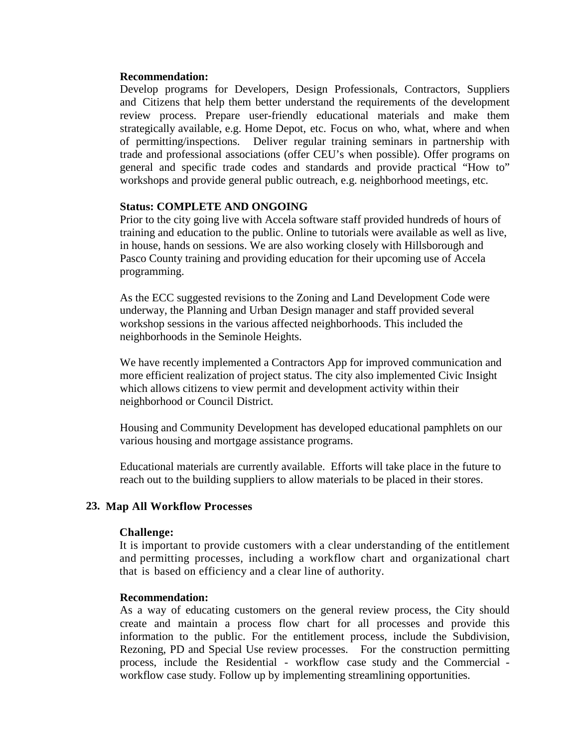**Recommendation:**

Develop programs for Developers, Design Professionals, Contractors, Suppliers and Citizens that help them better understand the requirements of the development review process. Prepare user-friendly educational materials and make them strategically available, e.g. Home Depot, etc. Focus on who, what, where and when of permitting/inspections. Deliver regular training seminars in partnership with trade and professional associations (offer CEU's when possible). Offer programs on general and specific trade codes and standards and provide practical "How to" workshops and provide general public outreach, e.g. neighborhood meetings, etc.

**Status: COMPLETE AND ONGOING**

Prior to the city going live with Accela software staff provided hundreds of hours of training and education to the public. Online to tutorials were available as well as live, in house, hands on sessions. We are also working closely with Hillsborough and Pasco County training and providing education for their upcoming use of Accela programming.

As the ECC suggested revisions to the Zoning and Land Development Code were underway, the Planning and Urban Design manager and staff provided several workshop sessions in the various affected neighborhoods. This included the neighborhoods in the Seminole Heights.

We have recently implemented a Contractors App for improved communication and more efficient realization of project status. The city also implemented Civic Insight which allows citizens to view permit and development activity within their neighborhood or Council District.

Housing and Community Development has developed educational pamphlets on our various housing and mortgage assistance programs.

Educational materials are currently available. Efforts will take place in the future to reach out to the building suppliers to allow materials to be placed in their stores.

## 23. Map All Workflow Processes

**Challenge:**

It is important to provide customers with a clear understanding of the entitlement and permitting processes, including a workflow chart and organizational chart that is based on efficiency and a clear line of authority.

**Recommendation:**

As a way of educating customers on the general review process, the City should create and maintain a process flow chart for all processes and provide this information to the public. For the entitlement process, include the Subdivision, Rezoning, PD and Special Use review processes. For the construction permitting process, include the Residential - workflow case study and the Commercial - workflow case study. Follow up by implementing streamlining opportunities.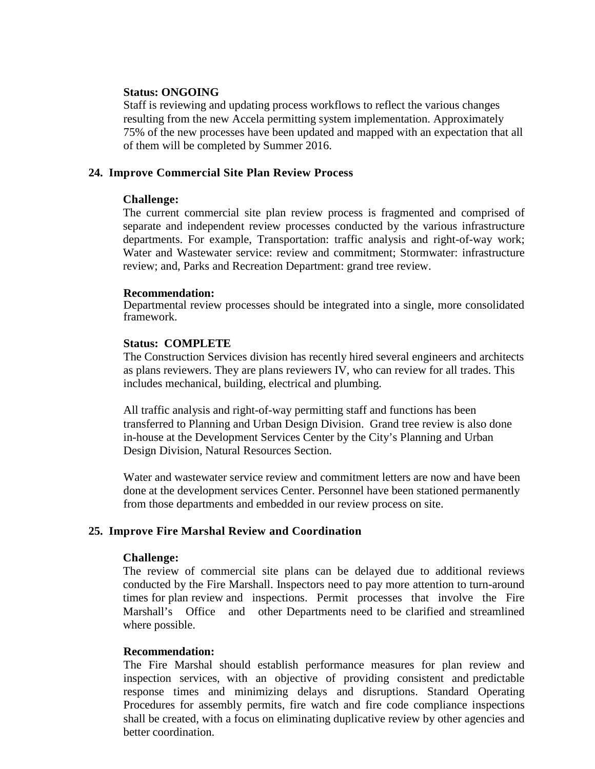**Status: ONGOING**
Staff is reviewing and updating process workflows to reflect the various changes resulting from the new Accela permitting system implementation. Approximately 75% of the new processes have been updated and mapped with an expectation that all of them will be completed by Summer 2016.

## 24. Improve Commercial Site Plan Review Process

**Challenge:**
The current commercial site plan review process is fragmented and comprised of separate and independent review processes conducted by the various infrastructure departments. For example, Transportation: traffic analysis and right-of-way work; Water and Wastewater service: review and commitment; Stormwater: infrastructure review; and, Parks and Recreation Department: grand tree review.

**Recommendation:**
Departmental review processes should be integrated into a single, more consolidated framework.

**Status: COMPLETE**
The Construction Services division has recently hired several engineers and architects as plans reviewers. They are plans reviewers IV, who can review for all trades. This includes mechanical, building, electrical and plumbing.

All traffic analysis and right-of-way permitting staff and functions has been transferred to Planning and Urban Design Division. Grand tree review is also done in-house at the Development Services Center by the City's Planning and Urban Design Division, Natural Resources Section.

Water and wastewater service review and commitment letters are now and have been done at the development services Center. Personnel have been stationed permanently from those departments and embedded in our review process on site.

## 25. Improve Fire Marshal Review and Coordination

**Challenge:**
The review of commercial site plans can be delayed due to additional reviews conducted by the Fire Marshall. Inspectors need to pay more attention to turn-around times for plan review and inspections. Permit processes that involve the Fire Marshall's Office and other Departments need to be clarified and streamlined where possible.

**Recommendation:**
The Fire Marshal should establish performance measures for plan review and inspection services, with an objective of providing consistent and predictable response times and minimizing delays and disruptions. Standard Operating Procedures for assembly permits, fire watch and fire code compliance inspections shall be created, with a focus on eliminating duplicative review by other agencies and better coordination.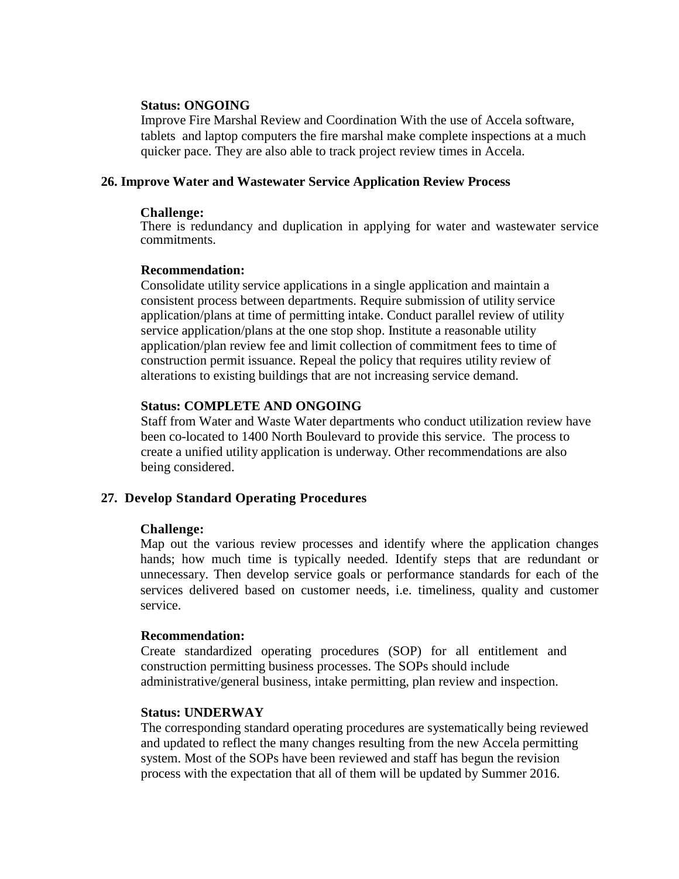**Status: ONGOING**

Improve Fire Marshal Review and Coordination With the use of Accela software, tablets and laptop computers the fire marshal make complete inspections at a much quicker pace. They are also able to track project review times in Accela.

## 26. Improve Water and Wastewater Service Application Review Process

**Challenge:**

There is redundancy and duplication in applying for water and wastewater service commitments.

**Recommendation:**

Consolidate utility service applications in a single application and maintain a consistent process between departments. Require submission of utility service application/plans at time of permitting intake. Conduct parallel review of utility service application/plans at the one stop shop. Institute a reasonable utility application/plan review fee and limit collection of commitment fees to time of construction permit issuance. Repeal the policy that requires utility review of alterations to existing buildings that are not increasing service demand.

**Status: COMPLETE AND ONGOING**

Staff from Water and Waste Water departments who conduct utilization review have been co-located to 1400 North Boulevard to provide this service. The process to create a unified utility application is underway. Other recommendations are also being considered.

## 27. Develop Standard Operating Procedures

**Challenge:**

Map out the various review processes and identify where the application changes hands; how much time is typically needed. Identify steps that are redundant or unnecessary. Then develop service goals or performance standards for each of the services delivered based on customer needs, i.e. timeliness, quality and customer service.

**Recommendation:**

Create standardized operating procedures (SOP) for all entitlement and construction permitting business processes. The SOPs should include administrative/general business, intake permitting, plan review and inspection.

**Status: UNDERWAY**

The corresponding standard operating procedures are systematically being reviewed and updated to reflect the many changes resulting from the new Accela permitting system. Most of the SOPs have been reviewed and staff has begun the revision process with the expectation that all of them will be updated by Summer 2016.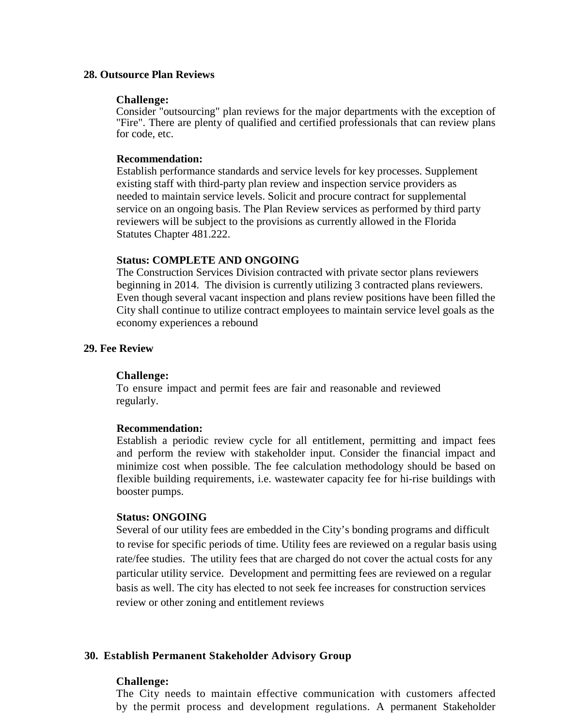### 28. Outsource Plan Reviews

**Challenge:**
Consider "outsourcing" plan reviews for the major departments with the exception of "Fire". There are plenty of qualified and certified professionals that can review plans for code, etc.

**Recommendation:**
Establish performance standards and service levels for key processes. Supplement existing staff with third-party plan review and inspection service providers as needed to maintain service levels. Solicit and procure contract for supplemental service on an ongoing basis. The Plan Review services as performed by third party reviewers will be subject to the provisions as currently allowed in the Florida Statutes Chapter 481.222.

**Status: COMPLETE AND ONGOING**
The Construction Services Division contracted with private sector plans reviewers beginning in 2014. The division is currently utilizing 3 contracted plans reviewers. Even though several vacant inspection and plans review positions have been filled the City shall continue to utilize contract employees to maintain service level goals as the economy experiences a rebound

### 29. Fee Review

**Challenge:**
To ensure impact and permit fees are fair and reasonable and reviewed regularly.

**Recommendation:**
Establish a periodic review cycle for all entitlement, permitting and impact fees and perform the review with stakeholder input. Consider the financial impact and minimize cost when possible. The fee calculation methodology should be based on flexible building requirements, i.e. wastewater capacity fee for hi-rise buildings with booster pumps.

**Status: ONGOING**
Several of our utility fees are embedded in the City's bonding programs and difficult to revise for specific periods of time. Utility fees are reviewed on a regular basis using rate/fee studies. The utility fees that are charged do not cover the actual costs for any particular utility service. Development and permitting fees are reviewed on a regular basis as well. The city has elected to not seek fee increases for construction services review or other zoning and entitlement reviews

### 30. Establish Permanent Stakeholder Advisory Group

**Challenge:**
The City needs to maintain effective communication with customers affected by the permit process and development regulations. A permanent Stakeholder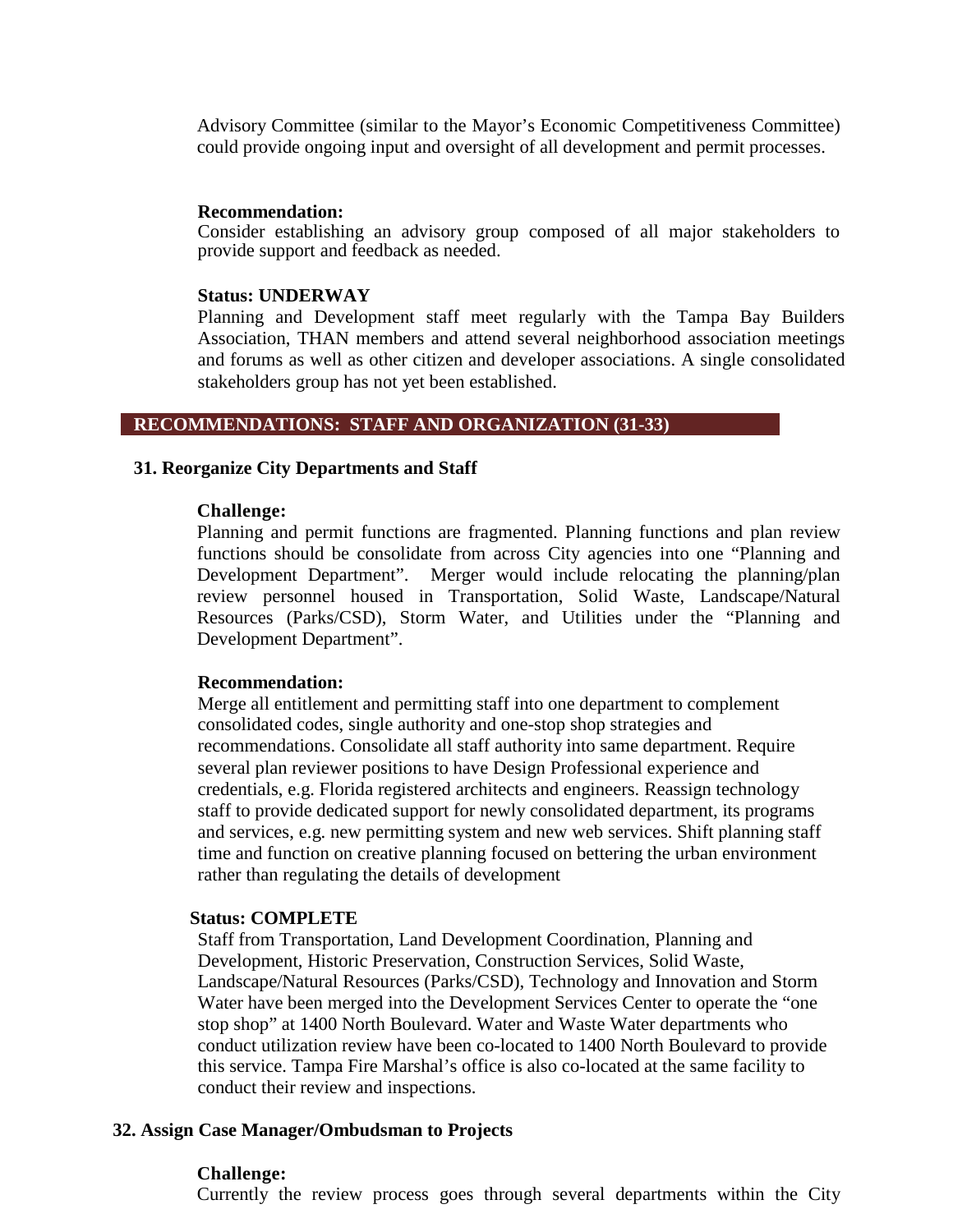Advisory Committee (similar to the Mayor's Economic Competitiveness Committee) could provide ongoing input and oversight of all development and permit processes.

**Recommendation:**
Consider establishing an advisory group composed of all major stakeholders to provide support and feedback as needed.

**Status: UNDERWAY**
Planning and Development staff meet regularly with the Tampa Bay Builders Association, THAN members and attend several neighborhood association meetings and forums as well as other citizen and developer associations. A single consolidated stakeholders group has not yet been established.

## RECOMMENDATIONS: STAFF AND ORGANIZATION (31-33)

### 31. Reorganize City Departments and Staff

**Challenge:**
Planning and permit functions are fragmented. Planning functions and plan review functions should be consolidate from across City agencies into one "Planning and Development Department". Merger would include relocating the planning/plan review personnel housed in Transportation, Solid Waste, Landscape/Natural Resources (Parks/CSD), Storm Water, and Utilities under the "Planning and Development Department".

**Recommendation:**
Merge all entitlement and permitting staff into one department to complement consolidated codes, single authority and one-stop shop strategies and recommendations. Consolidate all staff authority into same department. Require several plan reviewer positions to have Design Professional experience and credentials, e.g. Florida registered architects and engineers. Reassign technology staff to provide dedicated support for newly consolidated department, its programs and services, e.g. new permitting system and new web services. Shift planning staff time and function on creative planning focused on bettering the urban environment rather than regulating the details of development

**Status: COMPLETE**
Staff from Transportation, Land Development Coordination, Planning and Development, Historic Preservation, Construction Services, Solid Waste, Landscape/Natural Resources (Parks/CSD), Technology and Innovation and Storm Water have been merged into the Development Services Center to operate the "one stop shop" at 1400 North Boulevard. Water and Waste Water departments who conduct utilization review have been co-located to 1400 North Boulevard to provide this service. Tampa Fire Marshal's office is also co-located at the same facility to conduct their review and inspections.

### 32. Assign Case Manager/Ombudsman to Projects

**Challenge:**
Currently the review process goes through several departments within the City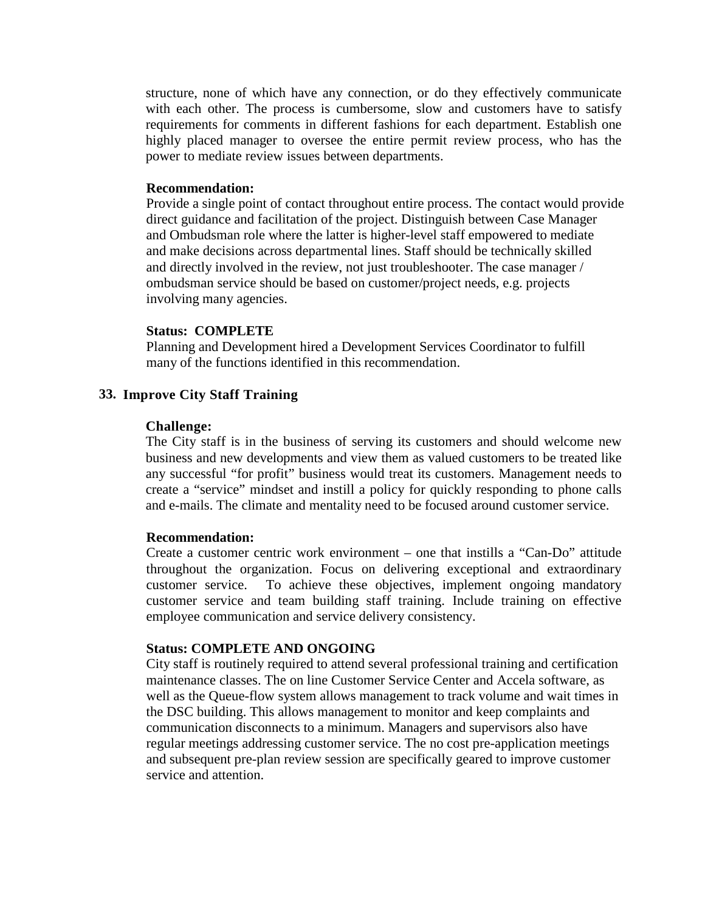structure, none of which have any connection, or do they effectively communicate with each other. The process is cumbersome, slow and customers have to satisfy requirements for comments in different fashions for each department. Establish one highly placed manager to oversee the entire permit review process, who has the power to mediate review issues between departments.

**Recommendation:**
Provide a single point of contact throughout entire process. The contact would provide direct guidance and facilitation of the project. Distinguish between Case Manager and Ombudsman role where the latter is higher-level staff empowered to mediate and make decisions across departmental lines. Staff should be technically skilled and directly involved in the review, not just troubleshooter. The case manager / ombudsman service should be based on customer/project needs, e.g. projects involving many agencies.

**Status: COMPLETE**
Planning and Development hired a Development Services Coordinator to fulfill many of the functions identified in this recommendation.

### 33. Improve City Staff Training

**Challenge:**
The City staff is in the business of serving its customers and should welcome new business and new developments and view them as valued customers to be treated like any successful "for profit" business would treat its customers. Management needs to create a "service" mindset and instill a policy for quickly responding to phone calls and e-mails. The climate and mentality need to be focused around customer service.

**Recommendation:**
Create a customer centric work environment – one that instills a "Can-Do" attitude throughout the organization. Focus on delivering exceptional and extraordinary customer service. To achieve these objectives, implement ongoing mandatory customer service and team building staff training. Include training on effective employee communication and service delivery consistency.

**Status: COMPLETE AND ONGOING**
City staff is routinely required to attend several professional training and certification maintenance classes. The on line Customer Service Center and Accela software, as well as the Queue-flow system allows management to track volume and wait times in the DSC building. This allows management to monitor and keep complaints and communication disconnects to a minimum. Managers and supervisors also have regular meetings addressing customer service. The no cost pre-application meetings and subsequent pre-plan review session are specifically geared to improve customer service and attention.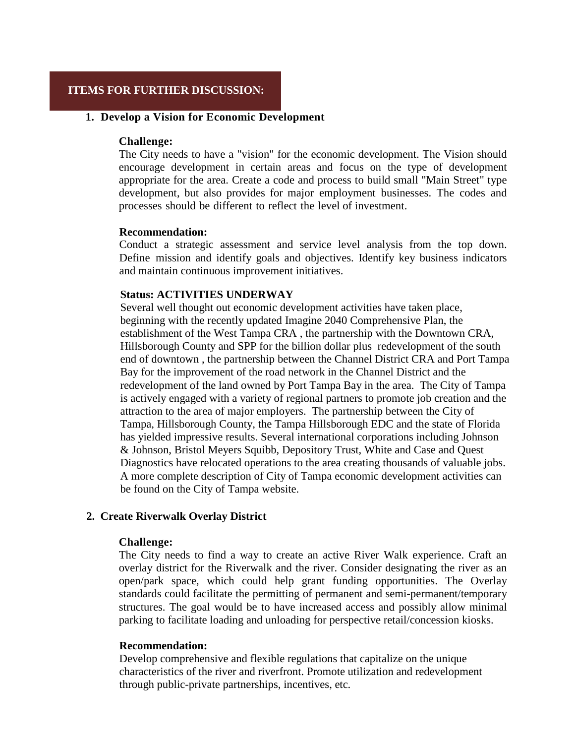## ITEMS FOR FURTHER DISCUSSION:

### 1. Develop a Vision for Economic Development

**Challenge:**
The City needs to have a "vision" for the economic development. The Vision should encourage development in certain areas and focus on the type of development appropriate for the area. Create a code and process to build small "Main Street" type development, but also provides for major employment businesses. The codes and processes should be different to reflect the level of investment.

**Recommendation:**
Conduct a strategic assessment and service level analysis from the top down. Define mission and identify goals and objectives. Identify key business indicators and maintain continuous improvement initiatives.

**Status: ACTIVITIES UNDERWAY**
Several well thought out economic development activities have taken place, beginning with the recently updated Imagine 2040 Comprehensive Plan, the establishment of the West Tampa CRA , the partnership with the Downtown CRA, Hillsborough County and SPP for the billion dollar plus redevelopment of the south end of downtown , the partnership between the Channel District CRA and Port Tampa Bay for the improvement of the road network in the Channel District and the redevelopment of the land owned by Port Tampa Bay in the area. The City of Tampa is actively engaged with a variety of regional partners to promote job creation and the attraction to the area of major employers. The partnership between the City of Tampa, Hillsborough County, the Tampa Hillsborough EDC and the state of Florida has yielded impressive results. Several international corporations including Johnson & Johnson, Bristol Meyers Squibb, Depository Trust, White and Case and Quest Diagnostics have relocated operations to the area creating thousands of valuable jobs. A more complete description of City of Tampa economic development activities can be found on the City of Tampa website.

### 2. Create Riverwalk Overlay District

**Challenge:**
The City needs to find a way to create an active River Walk experience. Craft an overlay district for the Riverwalk and the river. Consider designating the river as an open/park space, which could help grant funding opportunities. The Overlay standards could facilitate the permitting of permanent and semi-permanent/temporary structures. The goal would be to have increased access and possibly allow minimal parking to facilitate loading and unloading for perspective retail/concession kiosks.

**Recommendation:**
Develop comprehensive and flexible regulations that capitalize on the unique characteristics of the river and riverfront. Promote utilization and redevelopment through public-private partnerships, incentives, etc.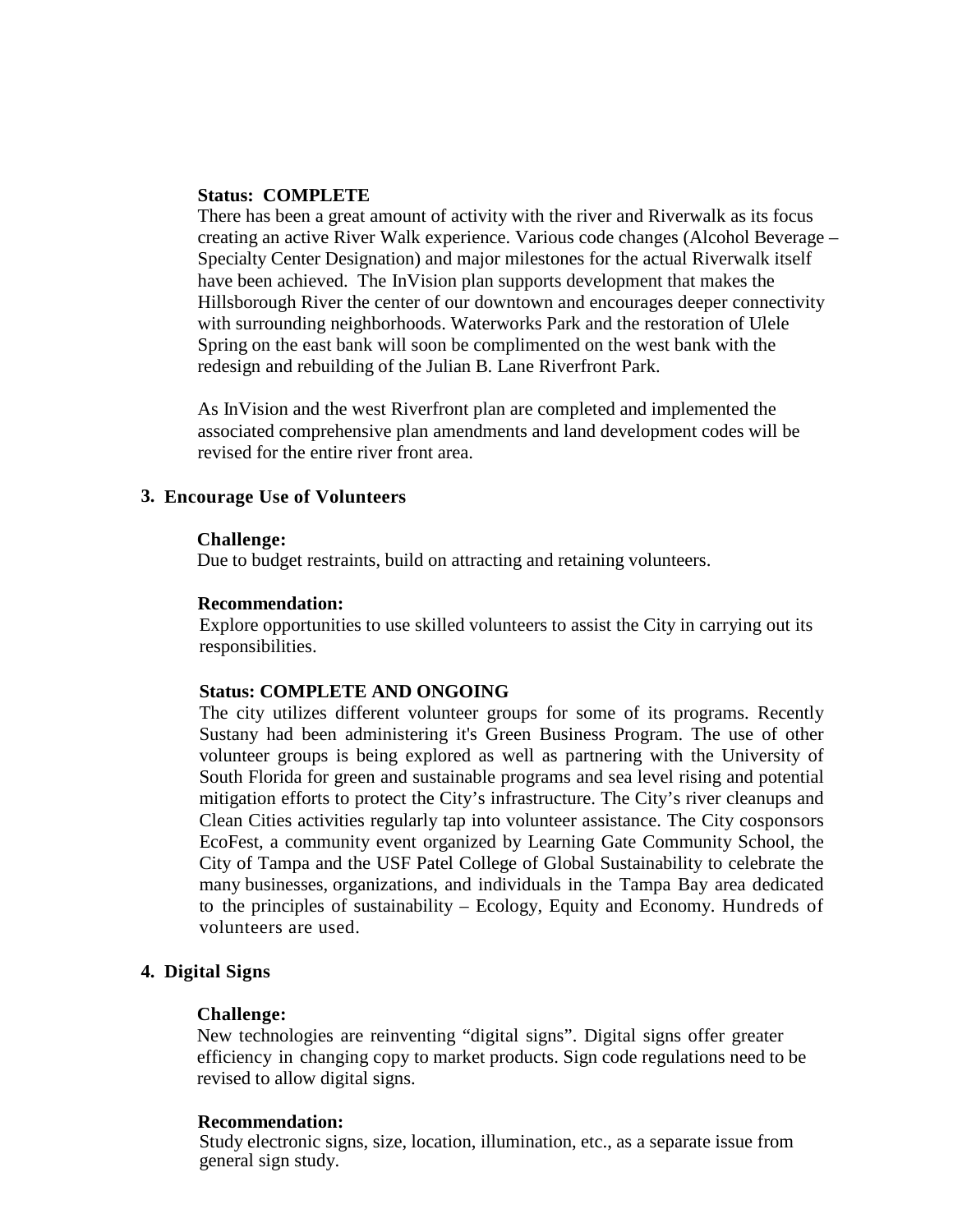**Status: COMPLETE**

There has been a great amount of activity with the river and Riverwalk as its focus creating an active River Walk experience. Various code changes (Alcohol Beverage – Specialty Center Designation) and major milestones for the actual Riverwalk itself have been achieved. The InVision plan supports development that makes the Hillsborough River the center of our downtown and encourages deeper connectivity with surrounding neighborhoods. Waterworks Park and the restoration of Ulele Spring on the east bank will soon be complimented on the west bank with the redesign and rebuilding of the Julian B. Lane Riverfront Park.

As InVision and the west Riverfront plan are completed and implemented the associated comprehensive plan amendments and land development codes will be revised for the entire river front area.

**3. Encourage Use of Volunteers**

**Challenge:**

Due to budget restraints, build on attracting and retaining volunteers.

**Recommendation:**

Explore opportunities to use skilled volunteers to assist the City in carrying out its responsibilities.

**Status: COMPLETE AND ONGOING**

The city utilizes different volunteer groups for some of its programs. Recently Sustany had been administering it's Green Business Program. The use of other volunteer groups is being explored as well as partnering with the University of South Florida for green and sustainable programs and sea level rising and potential mitigation efforts to protect the City's infrastructure. The City's river cleanups and Clean Cities activities regularly tap into volunteer assistance. The City cosponsors EcoFest, a community event organized by Learning Gate Community School, the City of Tampa and the USF Patel College of Global Sustainability to celebrate the many businesses, organizations, and individuals in the Tampa Bay area dedicated to the principles of sustainability – Ecology, Equity and Economy. Hundreds of volunteers are used.

**4. Digital Signs**

**Challenge:**

New technologies are reinventing "digital signs". Digital signs offer greater efficiency in changing copy to market products. Sign code regulations need to be revised to allow digital signs.

**Recommendation:**

Study electronic signs, size, location, illumination, etc., as a separate issue from general sign study.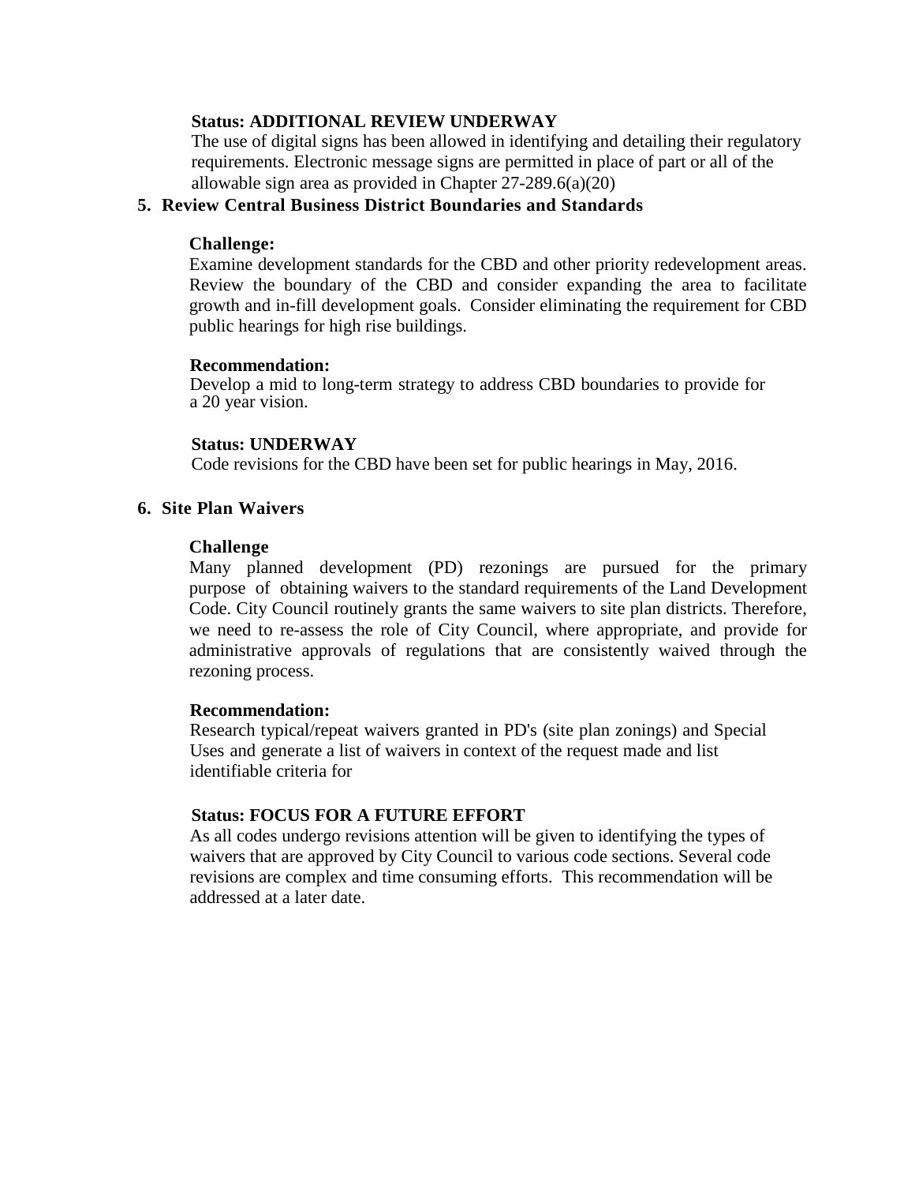**Status: ADDITIONAL REVIEW UNDERWAY**

The use of digital signs has been allowed in identifying and detailing their regulatory requirements. Electronic message signs are permitted in place of part or all of the allowable sign area as provided in Chapter 27-289.6(a)(20)

## 5. Review Central Business District Boundaries and Standards

**Challenge:**

Examine development standards for the CBD and other priority redevelopment areas. Review the boundary of the CBD and consider expanding the area to facilitate growth and in-fill development goals. Consider eliminating the requirement for CBD public hearings for high rise buildings.

**Recommendation:**

Develop a mid to long-term strategy to address CBD boundaries to provide for a 20 year vision.

**Status: UNDERWAY**

Code revisions for the CBD have been set for public hearings in May, 2016.

## 6. Site Plan Waivers

**Challenge**

Many planned development (PD) rezonings are pursued for the primary purpose of obtaining waivers to the standard requirements of the Land Development Code. City Council routinely grants the same waivers to site plan districts. Therefore, we need to re-assess the role of City Council, where appropriate, and provide for administrative approvals of regulations that are consistently waived through the rezoning process.

**Recommendation:**

Research typical/repeat waivers granted in PD's (site plan zonings) and Special Uses and generate a list of waivers in context of the request made and list identifiable criteria for

**Status: FOCUS FOR A FUTURE EFFORT**

As all codes undergo revisions attention will be given to identifying the types of waivers that are approved by City Council to various code sections. Several code revisions are complex and time consuming efforts. This recommendation will be addressed at a later date.